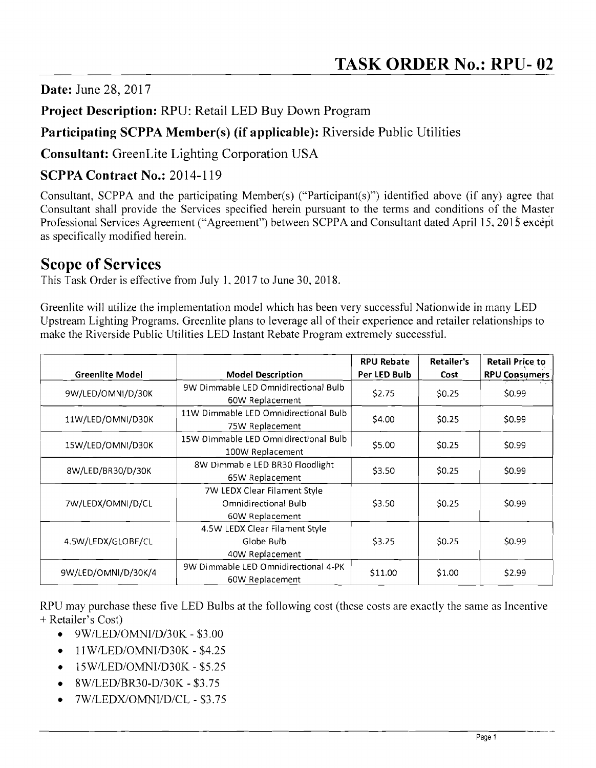# TASK ORDER No.: RPU- 02

**Date:** June 28, 2017

**Project Description:** RPU: Retail LED Buy Down Program

**Participating SCPPA Member(s) (if applicable):** Riverside Public Utilities

**Consultant:** GreenLite Lighting Corporation USA

**SCPPA Contract No.:** 2014-119

Consultant, SCPPA and the participating Member(s) ("Participant(s)") identified above (if any) agree that Consultant shall provide the Services specified herein pursuant to the terms and conditions of the Master Professional Services Agreement ("Agreement") between SCPPA and Consultant dated April 15, 2015 except as specifically modified herein.

## Scope of Services

This Task Order is effective from July 1, 2017 to June 30, 2018.

Greenlite will utilize the implementation model which has been very successful Nationwide in many LED Upstream Lighting Programs. Greenlite plans to leverage all of their experience and retailer relationships to make the Riverside Public Utilities LED Instant Rebate Program extremely successful.

| Greenlite Model | Model Description | RPU Rebate Per LED Bulb | Retailer's Cost | Retail Price to RPU Consumers |
|---|---|---|---|---|
| 9W/LED/OMNI/D/30K | 9W Dimmable LED Omnidirectional Bulb 60W Replacement | $2.75 | $0.25 | $0.99 |
| 11W/LED/OMNI/D30K | 11W Dimmable LED Omnidirectional Bulb 75W Replacement | $4.00 | $0.25 | $0.99 |
| 15W/LED/OMNI/D30K | 15W Dimmable LED Omnidirectional Bulb 100W Replacement | $5.00 | $0.25 | $0.99 |
| 8W/LED/BR30/D/30K | 8W Dimmable LED BR30 Floodlight 65W Replacement | $3.50 | $0.25 | $0.99 |
| 7W/LEDX/OMNI/D/CL | 7W LEDX Clear Filament Style Omnidirectional Bulb 60W Replacement | $3.50 | $0.25 | $0.99 |
| 4.5W/LEDX/GLOBE/CL | 4.5W LEDX Clear Filament Style Globe Bulb 40W Replacement | $3.25 | $0.25 | $0.99 |
| 9W/LED/OMNI/D/30K/4 | 9W Dimmable LED Omnidirectional 4-PK 60W Replacement | $11.00 | $1.00 | $2.99 |

RPU may purchase these five LED Bulbs at the following cost (these costs are exactly the same as Incentive + Retailer's Cost)

- 9W/LED/OMNI/D/30K - $3.00
- 11W/LED/OMNI/D30K - $4.25
- 15W/LED/OMNI/D30K - $5.25
- 8W/LED/BR30-D/30K - $3.75
- 7W/LEDX/OMNI/D/CL - $3.75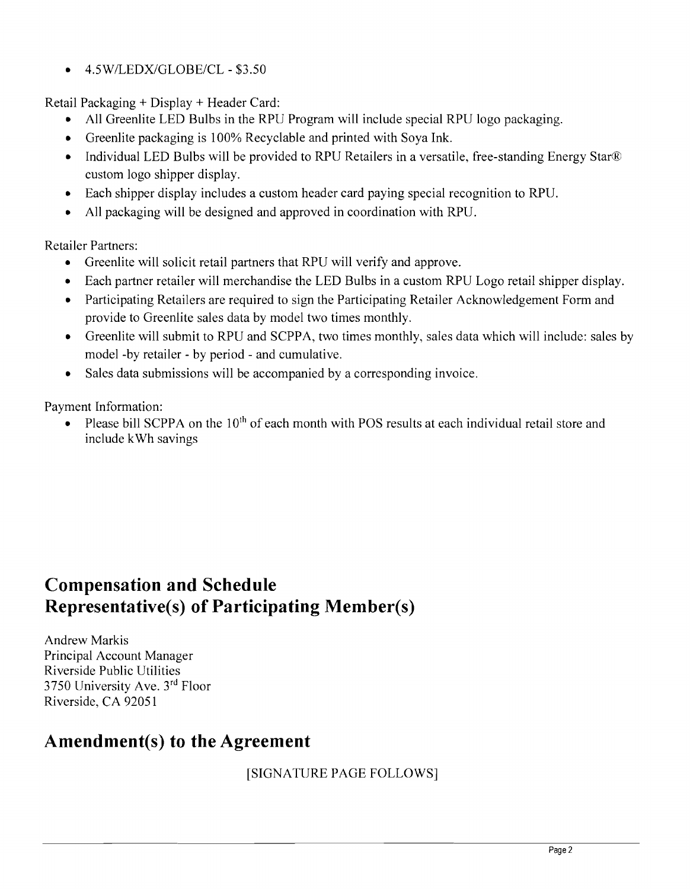- 4.5W/LEDX/GLOBE/CL - $3.50

Retail Packaging + Display + Header Card:

- All Greenlite LED Bulbs in the RPU Program will include special RPU logo packaging.
- Greenlite packaging is 100% Recyclable and printed with Soya Ink.
- Individual LED Bulbs will be provided to RPU Retailers in a versatile, free-standing Energy Star® custom logo shipper display.
- Each shipper display includes a custom header card paying special recognition to RPU.
- All packaging will be designed and approved in coordination with RPU.

Retailer Partners:

- Greenlite will solicit retail partners that RPU will verify and approve.
- Each partner retailer will merchandise the LED Bulbs in a custom RPU Logo retail shipper display.
- Participating Retailers are required to sign the Participating Retailer Acknowledgement Form and provide to Greenlite sales data by model two times monthly.
- Greenlite will submit to RPU and SCPPA, two times monthly, sales data which will include: sales by model -by retailer - by period - and cumulative.
- Sales data submissions will be accompanied by a corresponding invoice.

Payment Information:

- Please bill SCPPA on the 10th of each month with POS results at each individual retail store and include kWh savings

## Compensation and Schedule
## Representative(s) of Participating Member(s)

Andrew Markis
Principal Account Manager
Riverside Public Utilities
3750 University Ave. 3rd Floor
Riverside, CA 92051

## Amendment(s) to the Agreement

[SIGNATURE PAGE FOLLOWS]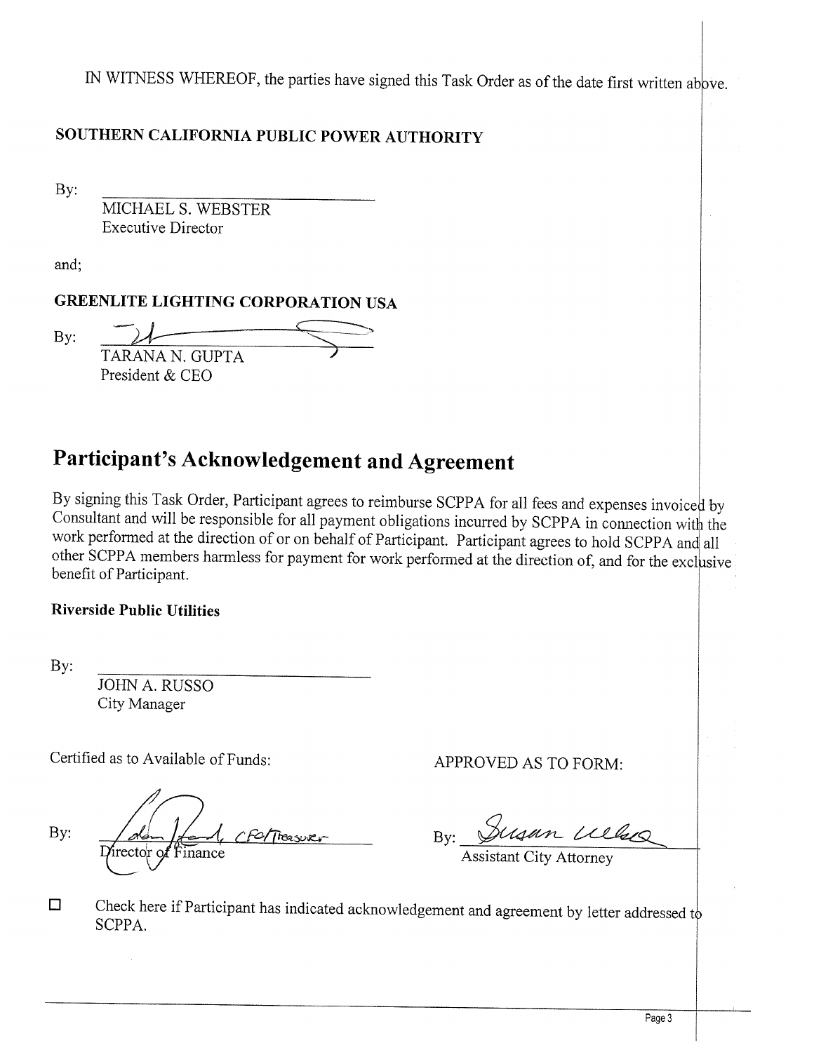IN WITNESS WHEREOF, the parties have signed this Task Order as of the date first written above.

**SOUTHERN CALIFORNIA PUBLIC POWER AUTHORITY**

By: ______________________________
MICHAEL S. WEBSTER
Executive Director

and;

**GREENLITE LIGHTING CORPORATION USA**

By: ______________________________
TARANA N. GUPTA
President & CEO

# Participant's Acknowledgement and Agreement

By signing this Task Order, Participant agrees to reimburse SCPPA for all fees and expenses invoiced by Consultant and will be responsible for all payment obligations incurred by SCPPA in connection with the work performed at the direction of or on behalf of Participant. Participant agrees to hold SCPPA and all other SCPPA members harmless for payment for work performed at the direction of, and for the exclusive benefit of Participant.

**Riverside Public Utilities**

By: ______________________________
JOHN A. RUSSO
City Manager

Certified as to Available of Funds:

By: ______________________________ CFO/Treasurer
Director of Finance

APPROVED AS TO FORM:

By: ______________________________
Assistant City Attorney

☐ Check here if Participant has indicated acknowledgement and agreement by letter addressed to SCPPA.